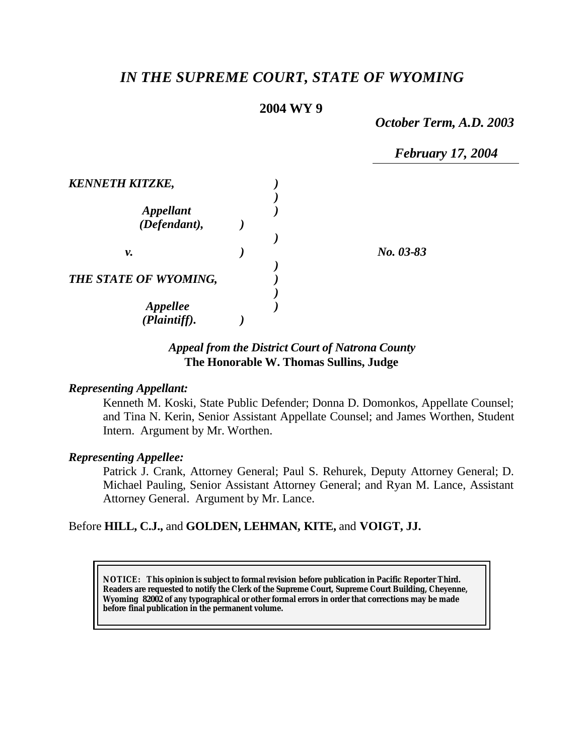# *IN THE SUPREME COURT, STATE OF WYOMING*

**2004 WY 9**

*October Term, A.D. 2003*

*February 17, 2004*

| | | |
|---|---|---|
| ***KENNETH KITZKE,*** | | |
| ***Appellant (Defendant),*** | | |
| ***v.*** | | ***No. 03-83*** |
| ***THE STATE OF WYOMING,*** | | |
| ***Appellee (Plaintiff).*** | | |

***Appeal from the District Court of Natrona County***
**The Honorable W. Thomas Sullins, Judge**

***Representing Appellant:***

Kenneth M. Koski, State Public Defender; Donna D. Domonkos, Appellate Counsel; and Tina N. Kerin, Senior Assistant Appellate Counsel; and James Worthen, Student Intern. Argument by Mr. Worthen.

***Representing Appellee:***

Patrick J. Crank, Attorney General; Paul S. Rehurek, Deputy Attorney General; D. Michael Pauling, Senior Assistant Attorney General; and Ryan M. Lance, Assistant Attorney General. Argument by Mr. Lance.

Before **HILL, C.J.,** and **GOLDEN, LEHMAN, KITE,** and **VOIGT, JJ.**

**NOTICE: This opinion is subject to formal revision before publication in Pacific Reporter Third. Readers are requested to notify the Clerk of the Supreme Court, Supreme Court Building, Cheyenne, Wyoming 82002 of any typographical or other formal errors in order that corrections may be made before final publication in the permanent volume.**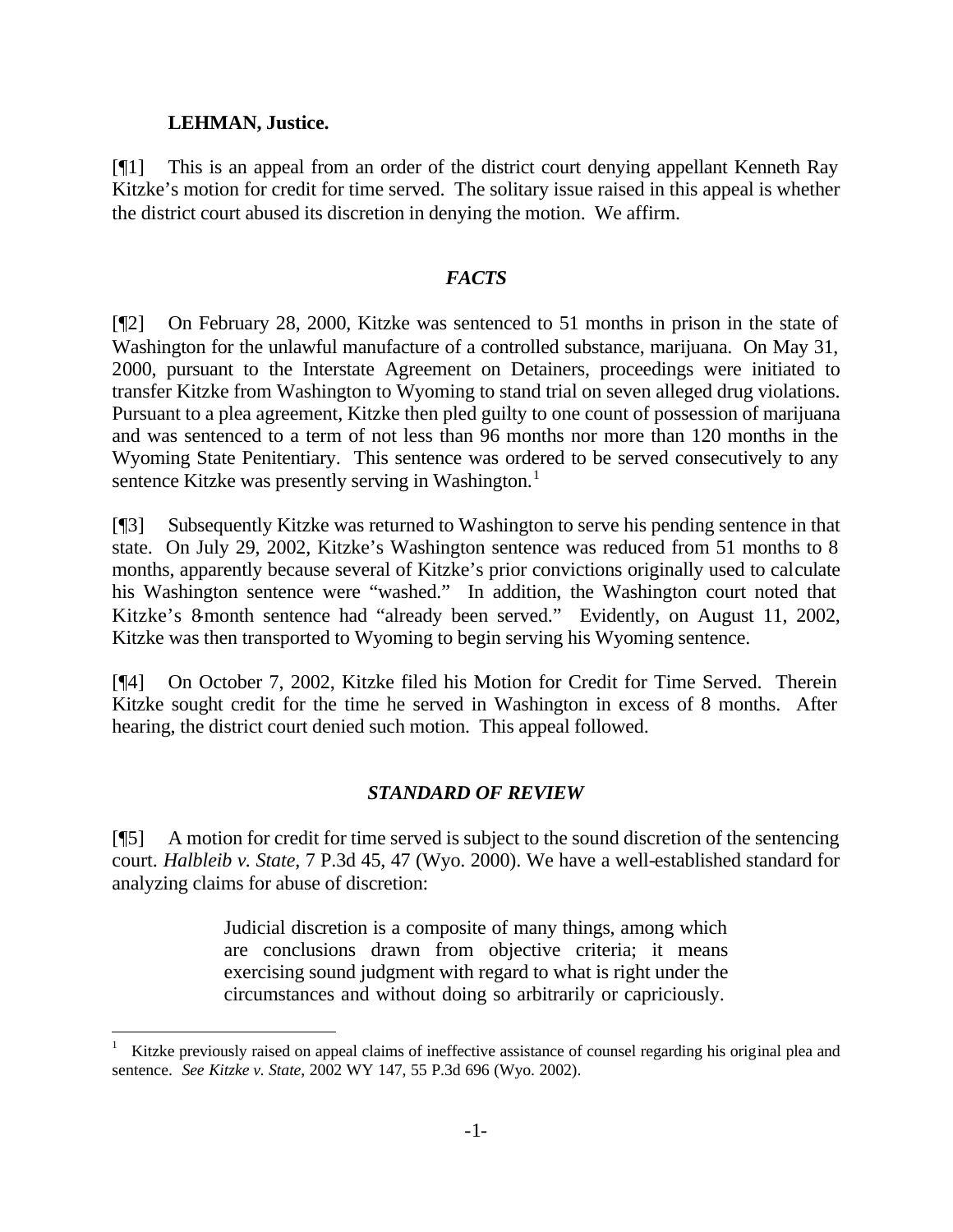**LEHMAN, Justice.**

[¶1] This is an appeal from an order of the district court denying appellant Kenneth Ray Kitzke's motion for credit for time served. The solitary issue raised in this appeal is whether the district court abused its discretion in denying the motion. We affirm.

### *FACTS*

[¶2] On February 28, 2000, Kitzke was sentenced to 51 months in prison in the state of Washington for the unlawful manufacture of a controlled substance, marijuana. On May 31, 2000, pursuant to the Interstate Agreement on Detainers, proceedings were initiated to transfer Kitzke from Washington to Wyoming to stand trial on seven alleged drug violations. Pursuant to a plea agreement, Kitzke then pled guilty to one count of possession of marijuana and was sentenced to a term of not less than 96 months nor more than 120 months in the Wyoming State Penitentiary. This sentence was ordered to be served consecutively to any sentence Kitzke was presently serving in Washington.[1]

[¶3] Subsequently Kitzke was returned to Washington to serve his pending sentence in that state. On July 29, 2002, Kitzke's Washington sentence was reduced from 51 months to 8 months, apparently because several of Kitzke's prior convictions originally used to calculate his Washington sentence were "washed." In addition, the Washington court noted that Kitzke's 8-month sentence had "already been served." Evidently, on August 11, 2002, Kitzke was then transported to Wyoming to begin serving his Wyoming sentence.

[¶4] On October 7, 2002, Kitzke filed his Motion for Credit for Time Served. Therein Kitzke sought credit for the time he served in Washington in excess of 8 months. After hearing, the district court denied such motion. This appeal followed.

### *STANDARD OF REVIEW*

[¶5] A motion for credit for time served is subject to the sound discretion of the sentencing court. *Halbleib v. State*, 7 P.3d 45, 47 (Wyo. 2000). We have a well-established standard for analyzing claims for abuse of discretion:

> Judicial discretion is a composite of many things, among which are conclusions drawn from objective criteria; it means exercising sound judgment with regard to what is right under the circumstances and without doing so arbitrarily or capriciously.

---

[1] Kitzke previously raised on appeal claims of ineffective assistance of counsel regarding his original plea and sentence. *See Kitzke v. State*, 2002 WY 147, 55 P.3d 696 (Wyo. 2002).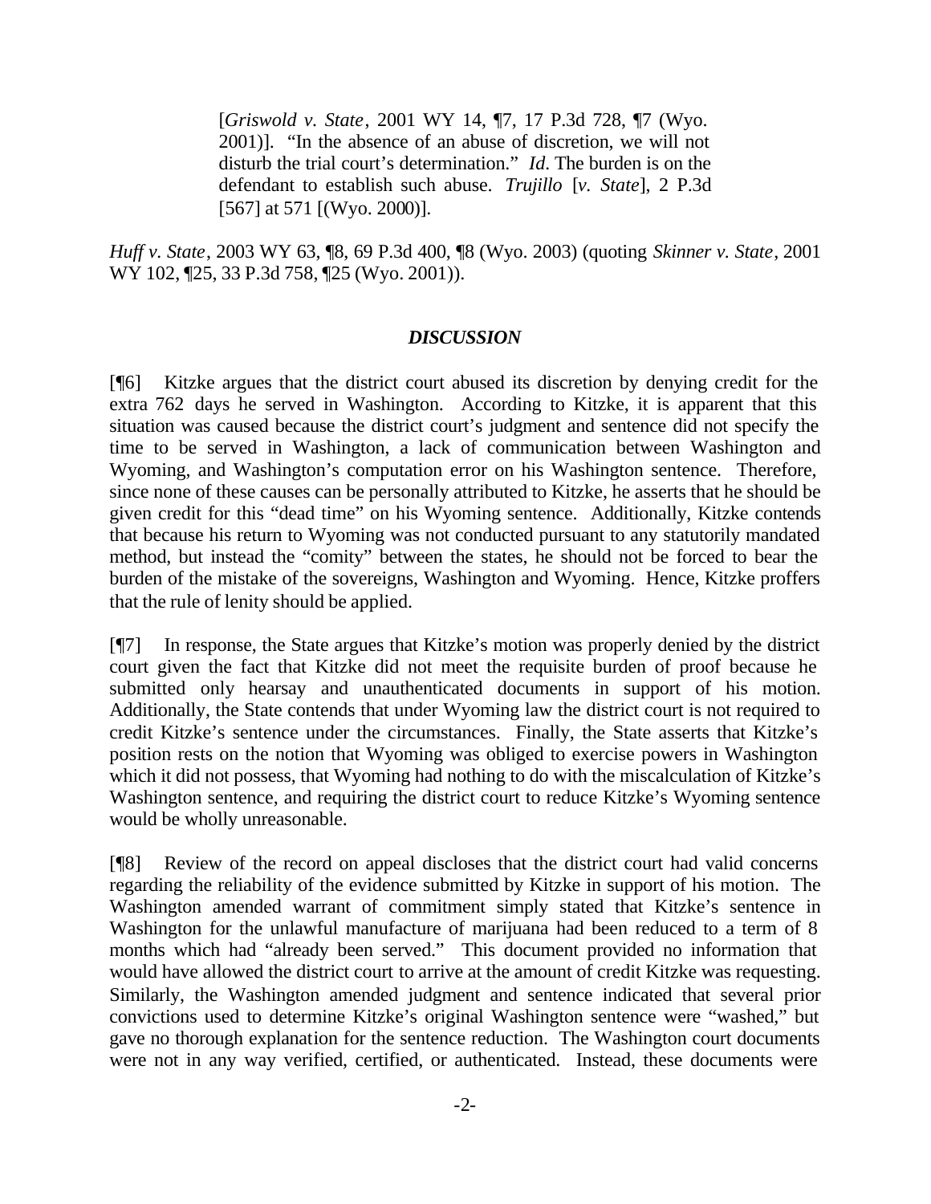> [*Griswold v. State*, 2001 WY 14, ¶7, 17 P.3d 728, ¶7 (Wyo. 2001)]. "In the absence of an abuse of discretion, we will not disturb the trial court's determination." *Id*. The burden is on the defendant to establish such abuse. *Trujillo* [*v. State*], 2 P.3d [567] at 571 [(Wyo. 2000)].

*Huff v. State*, 2003 WY 63, ¶8, 69 P.3d 400, ¶8 (Wyo. 2003) (quoting *Skinner v. State*, 2001 WY 102, ¶25, 33 P.3d 758, ¶25 (Wyo. 2001)).

### *DISCUSSION*

[¶6] Kitzke argues that the district court abused its discretion by denying credit for the extra 762 days he served in Washington. According to Kitzke, it is apparent that this situation was caused because the district court's judgment and sentence did not specify the time to be served in Washington, a lack of communication between Washington and Wyoming, and Washington's computation error on his Washington sentence. Therefore, since none of these causes can be personally attributed to Kitzke, he asserts that he should be given credit for this "dead time" on his Wyoming sentence. Additionally, Kitzke contends that because his return to Wyoming was not conducted pursuant to any statutorily mandated method, but instead the "comity" between the states, he should not be forced to bear the burden of the mistake of the sovereigns, Washington and Wyoming. Hence, Kitzke proffers that the rule of lenity should be applied.

[¶7] In response, the State argues that Kitzke's motion was properly denied by the district court given the fact that Kitzke did not meet the requisite burden of proof because he submitted only hearsay and unauthenticated documents in support of his motion. Additionally, the State contends that under Wyoming law the district court is not required to credit Kitzke's sentence under the circumstances. Finally, the State asserts that Kitzke's position rests on the notion that Wyoming was obliged to exercise powers in Washington which it did not possess, that Wyoming had nothing to do with the miscalculation of Kitzke's Washington sentence, and requiring the district court to reduce Kitzke's Wyoming sentence would be wholly unreasonable.

[¶8] Review of the record on appeal discloses that the district court had valid concerns regarding the reliability of the evidence submitted by Kitzke in support of his motion. The Washington amended warrant of commitment simply stated that Kitzke's sentence in Washington for the unlawful manufacture of marijuana had been reduced to a term of 8 months which had "already been served." This document provided no information that would have allowed the district court to arrive at the amount of credit Kitzke was requesting. Similarly, the Washington amended judgment and sentence indicated that several prior convictions used to determine Kitzke's original Washington sentence were "washed," but gave no thorough explanation for the sentence reduction. The Washington court documents were not in any way verified, certified, or authenticated. Instead, these documents were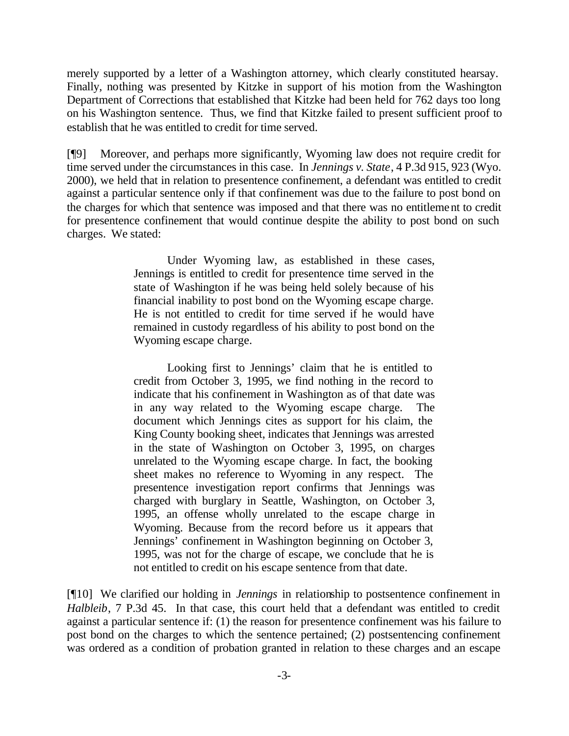merely supported by a letter of a Washington attorney, which clearly constituted hearsay. Finally, nothing was presented by Kitzke in support of his motion from the Washington Department of Corrections that established that Kitzke had been held for 762 days too long on his Washington sentence. Thus, we find that Kitzke failed to present sufficient proof to establish that he was entitled to credit for time served.

[¶9] Moreover, and perhaps more significantly, Wyoming law does not require credit for time served under the circumstances in this case. In *Jennings v. State*, 4 P.3d 915, 923 (Wyo. 2000), we held that in relation to presentence confinement, a defendant was entitled to credit against a particular sentence only if that confinement was due to the failure to post bond on the charges for which that sentence was imposed and that there was no entitlement to credit for presentence confinement that would continue despite the ability to post bond on such charges. We stated:

> Under Wyoming law, as established in these cases, Jennings is entitled to credit for presentence time served in the state of Washington if he was being held solely because of his financial inability to post bond on the Wyoming escape charge. He is not entitled to credit for time served if he would have remained in custody regardless of his ability to post bond on the Wyoming escape charge.
>
> Looking first to Jennings' claim that he is entitled to credit from October 3, 1995, we find nothing in the record to indicate that his confinement in Washington as of that date was in any way related to the Wyoming escape charge. The document which Jennings cites as support for his claim, the King County booking sheet, indicates that Jennings was arrested in the state of Washington on October 3, 1995, on charges unrelated to the Wyoming escape charge. In fact, the booking sheet makes no reference to Wyoming in any respect. The presentence investigation report confirms that Jennings was charged with burglary in Seattle, Washington, on October 3, 1995, an offense wholly unrelated to the escape charge in Wyoming. Because from the record before us it appears that Jennings' confinement in Washington beginning on October 3, 1995, was not for the charge of escape, we conclude that he is not entitled to credit on his escape sentence from that date.

[¶10] We clarified our holding in *Jennings* in relationship to postsentence confinement in *Halbleib*, 7 P.3d 45. In that case, this court held that a defendant was entitled to credit against a particular sentence if: (1) the reason for presentence confinement was his failure to post bond on the charges to which the sentence pertained; (2) postsentencing confinement was ordered as a condition of probation granted in relation to these charges and an escape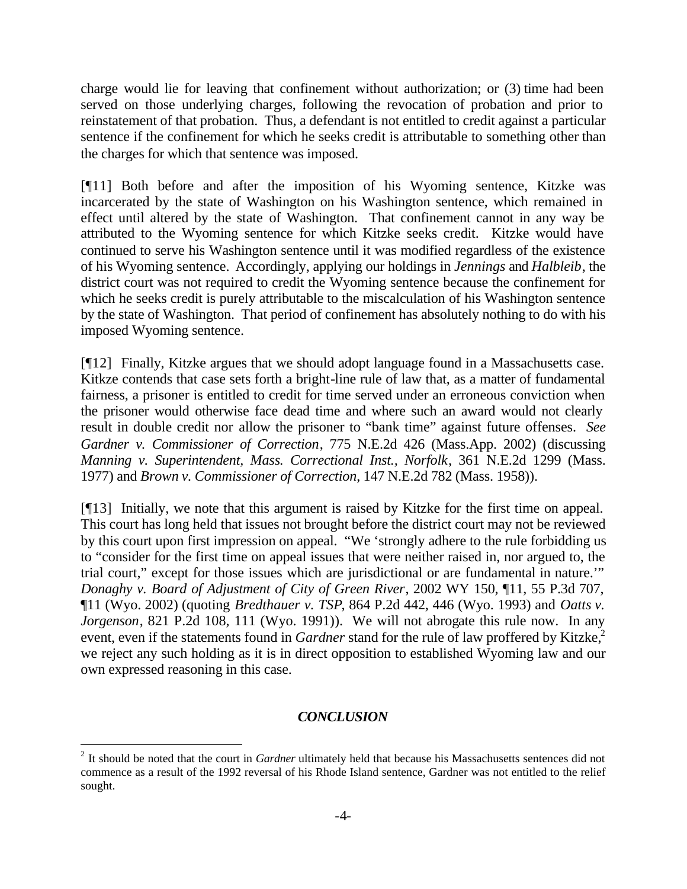charge would lie for leaving that confinement without authorization; or (3) time had been served on those underlying charges, following the revocation of probation and prior to reinstatement of that probation. Thus, a defendant is not entitled to credit against a particular sentence if the confinement for which he seeks credit is attributable to something other than the charges for which that sentence was imposed.

[¶11] Both before and after the imposition of his Wyoming sentence, Kitzke was incarcerated by the state of Washington on his Washington sentence, which remained in effect until altered by the state of Washington. That confinement cannot in any way be attributed to the Wyoming sentence for which Kitzke seeks credit. Kitzke would have continued to serve his Washington sentence until it was modified regardless of the existence of his Wyoming sentence. Accordingly, applying our holdings in *Jennings* and *Halbleib*, the district court was not required to credit the Wyoming sentence because the confinement for which he seeks credit is purely attributable to the miscalculation of his Washington sentence by the state of Washington. That period of confinement has absolutely nothing to do with his imposed Wyoming sentence.

[¶12] Finally, Kitzke argues that we should adopt language found in a Massachusetts case. Kitkze contends that case sets forth a bright-line rule of law that, as a matter of fundamental fairness, a prisoner is entitled to credit for time served under an erroneous conviction when the prisoner would otherwise face dead time and where such an award would not clearly result in double credit nor allow the prisoner to "bank time" against future offenses. *See Gardner v. Commissioner of Correction*, 775 N.E.2d 426 (Mass.App. 2002) (discussing *Manning v. Superintendent, Mass. Correctional Inst., Norfolk*, 361 N.E.2d 1299 (Mass. 1977) and *Brown v. Commissioner of Correction*, 147 N.E.2d 782 (Mass. 1958)).

[¶13] Initially, we note that this argument is raised by Kitzke for the first time on appeal. This court has long held that issues not brought before the district court may not be reviewed by this court upon first impression on appeal. "We 'strongly adhere to the rule forbidding us to "consider for the first time on appeal issues that were neither raised in, nor argued to, the trial court," except for those issues which are jurisdictional or are fundamental in nature.'" *Donaghy v. Board of Adjustment of City of Green River*, 2002 WY 150, ¶11, 55 P.3d 707, ¶11 (Wyo. 2002) (quoting *Bredthauer v. TSP*, 864 P.2d 442, 446 (Wyo. 1993) and *Oatts v. Jorgenson*, 821 P.2d 108, 111 (Wyo. 1991)). We will not abrogate this rule now. In any event, even if the statements found in *Gardner* stand for the rule of law proffered by Kitzke,[2] we reject any such holding as it is in direct opposition to established Wyoming law and our own expressed reasoning in this case.

## *CONCLUSION*

[2] It should be noted that the court in *Gardner* ultimately held that because his Massachusetts sentences did not commence as a result of the 1992 reversal of his Rhode Island sentence, Gardner was not entitled to the relief sought.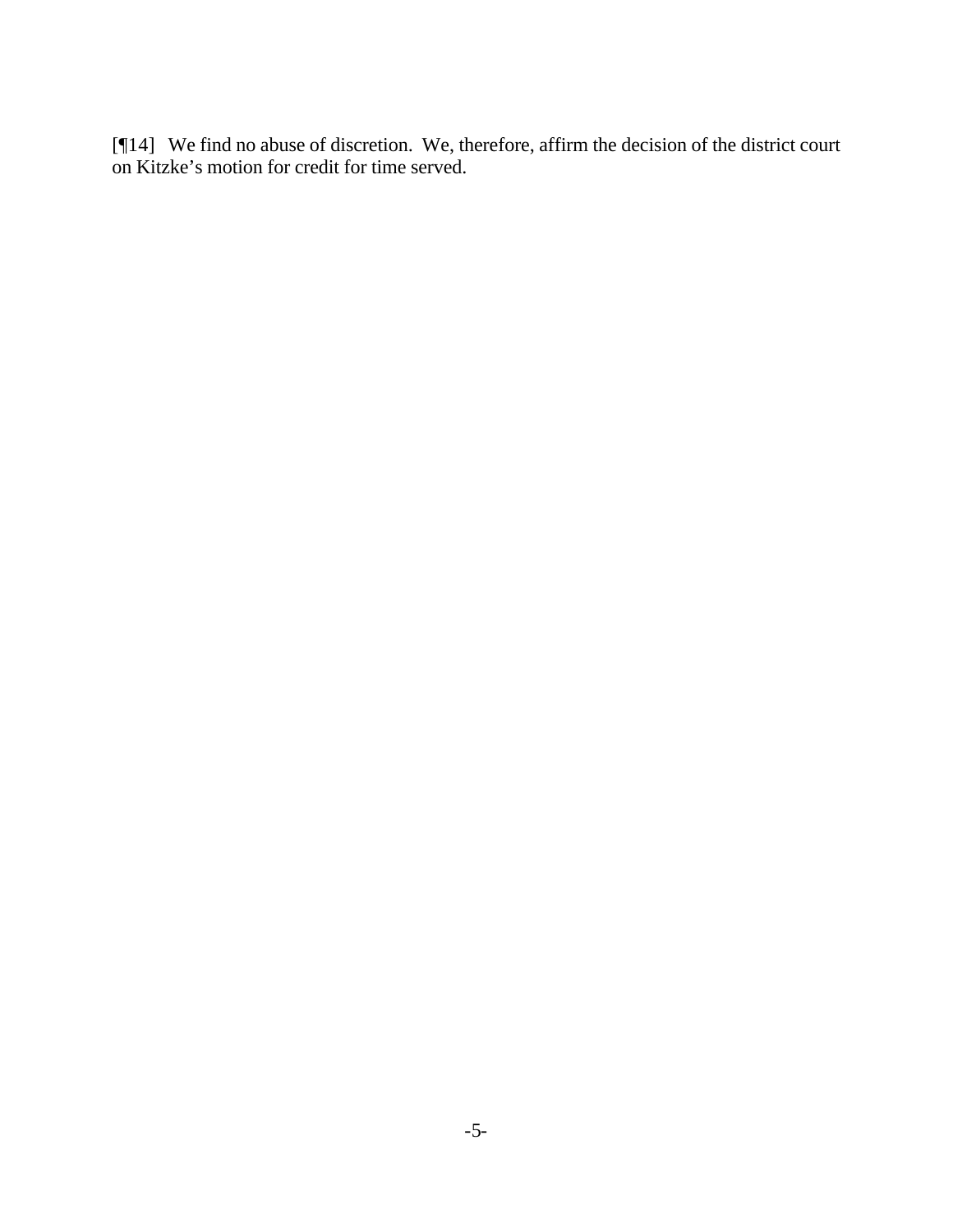[¶14] We find no abuse of discretion. We, therefore, affirm the decision of the district court on Kitzke's motion for credit for time served.